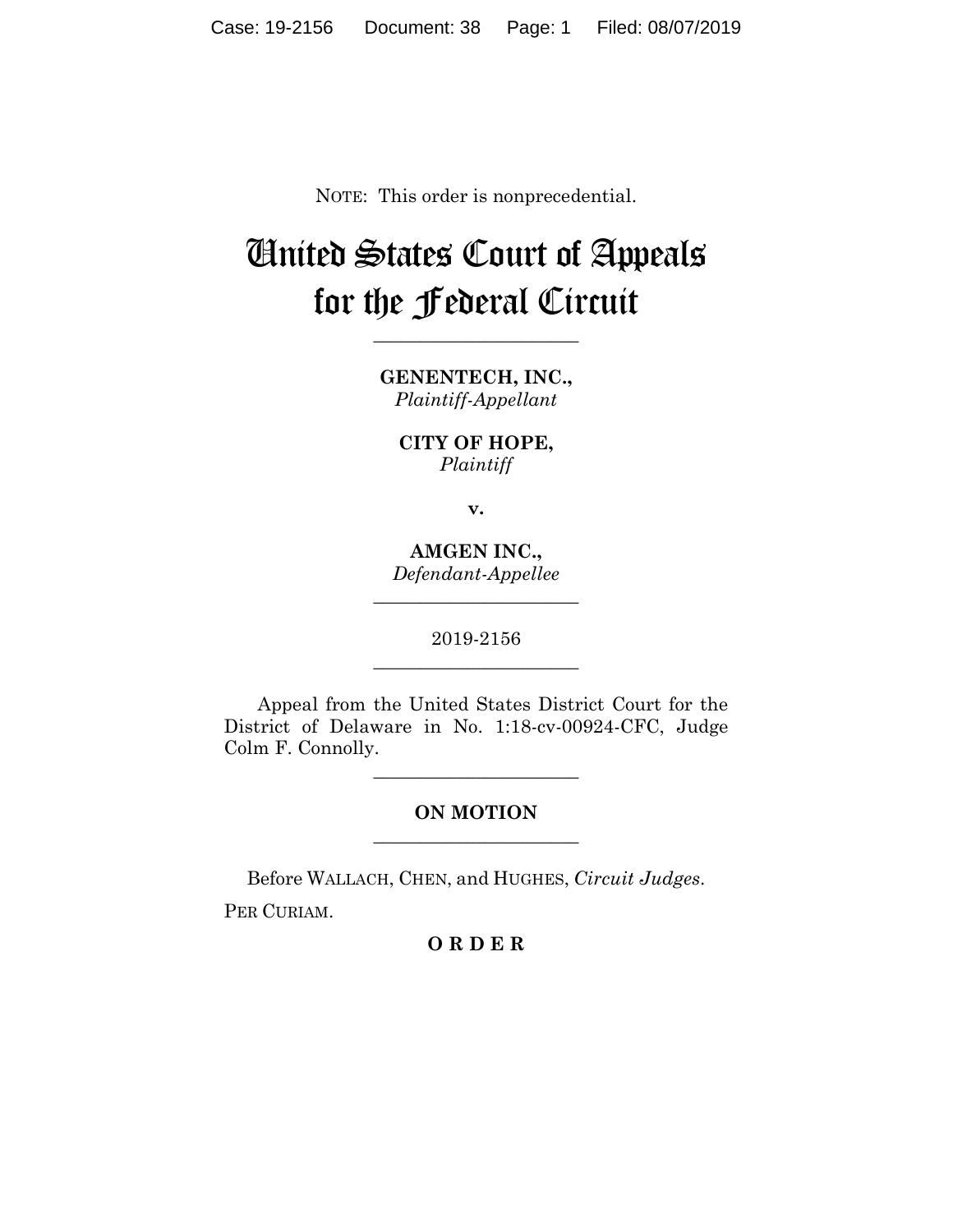NOTE: This order is nonprecedential.

# United States Court of Appeals for the Federal Circuit

---

**GENENTECH, INC.,**
*Plaintiff-Appellant*

**CITY OF HOPE,**
*Plaintiff*

**v.**

**AMGEN INC.,**
*Defendant-Appellee*

---

2019-2156

---

Appeal from the United States District Court for the District of Delaware in No. 1:18-cv-00924-CFC, Judge Colm F. Connolly.

---

**ON MOTION**

---

Before WALLACH, CHEN, and HUGHES, *Circuit Judges*.

PER CURIAM.

**O R D E R**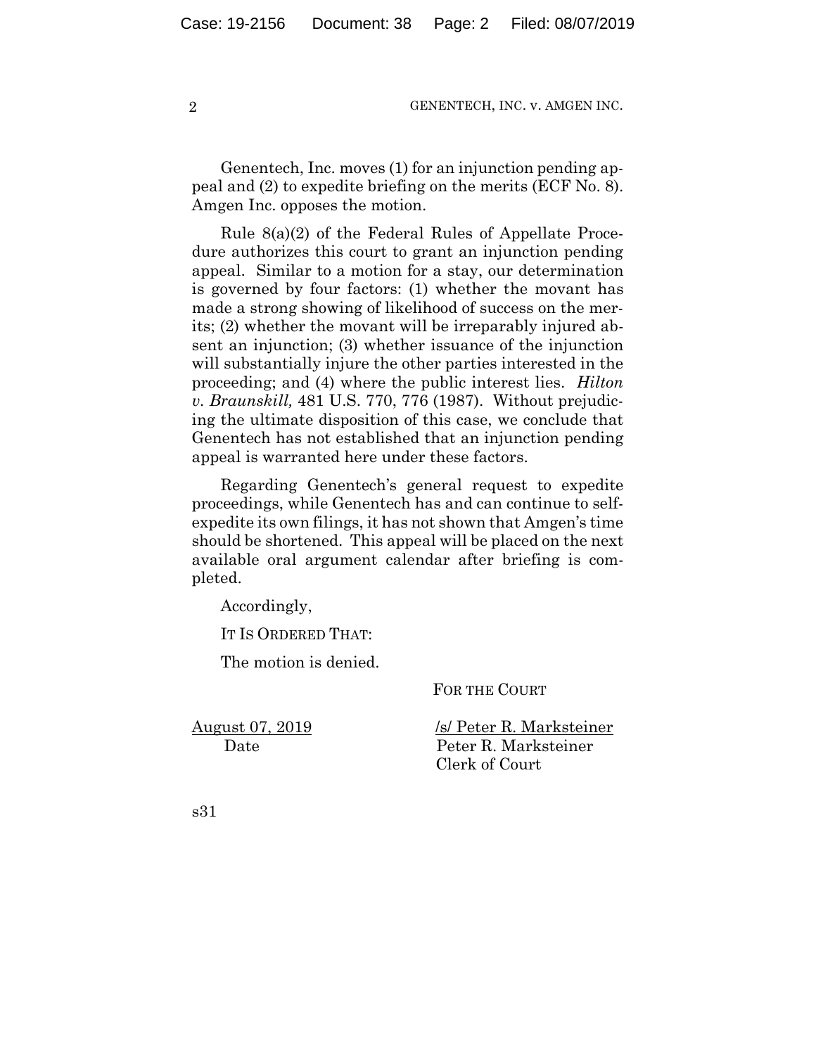Genentech, Inc. moves (1) for an injunction pending appeal and (2) to expedite briefing on the merits (ECF No. 8). Amgen Inc. opposes the motion.

Rule 8(a)(2) of the Federal Rules of Appellate Procedure authorizes this court to grant an injunction pending appeal. Similar to a motion for a stay, our determination is governed by four factors: (1) whether the movant has made a strong showing of likelihood of success on the merits; (2) whether the movant will be irreparably injured absent an injunction; (3) whether issuance of the injunction will substantially injure the other parties interested in the proceeding; and (4) where the public interest lies. *Hilton v. Braunskill,* 481 U.S. 770, 776 (1987). Without prejudicing the ultimate disposition of this case, we conclude that Genentech has not established that an injunction pending appeal is warranted here under these factors.

Regarding Genentech's general request to expedite proceedings, while Genentech has and can continue to self-expedite its own filings, it has not shown that Amgen's time should be shortened. This appeal will be placed on the next available oral argument calendar after briefing is completed.

Accordingly,

IT IS ORDERED THAT:

The motion is denied.

FOR THE COURT

August 07, 2019
Date

/s/ Peter R. Marksteiner
Peter R. Marksteiner
Clerk of Court

s31